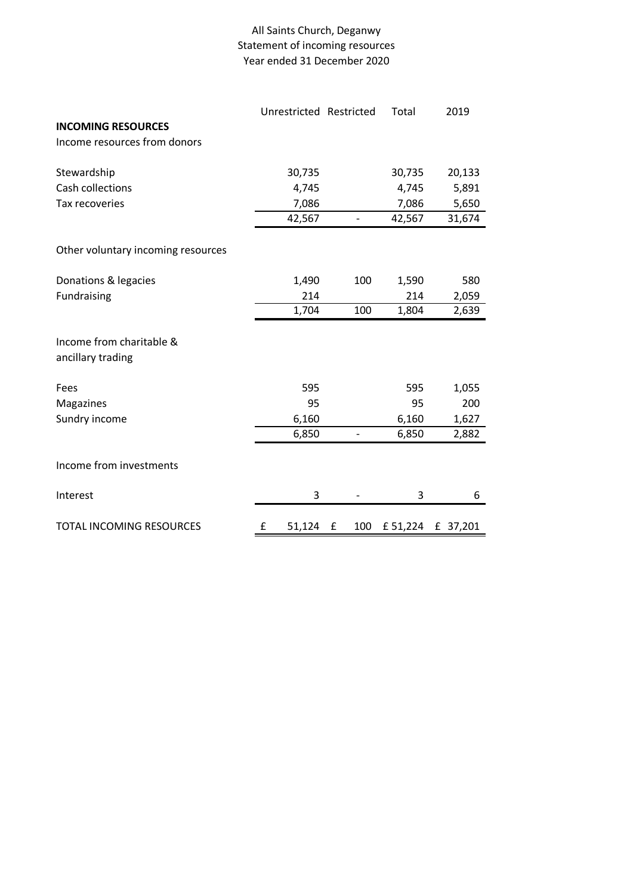# All Saints Church, Deganwy
## Statement of incoming resources
### Year ended 31 December 2020

| | Unrestricted | Restricted | Total | 2019 |
|---|---|---|---|---|
| **INCOMING RESOURCES** | | | | |
| Income resources from donors | | | | |
| Stewardship | 30,735 | | 30,735 | 20,133 |
| Cash collections | 4,745 | | 4,745 | 5,891 |
| Tax recoveries | 7,086 | | 7,086 | 5,650 |
| | 42,567 | - | 42,567 | 31,674 |
| Other voluntary incoming resources | | | | |
| Donations & legacies | 1,490 | 100 | 1,590 | 580 |
| Fundraising | 214 | | 214 | 2,059 |
| | 1,704 | 100 | 1,804 | 2,639 |
| Income from charitable & ancillary trading | | | | |
| Fees | 595 | | 595 | 1,055 |
| Magazines | 95 | | 95 | 200 |
| Sundry income | 6,160 | | 6,160 | 1,627 |
| | 6,850 | - | 6,850 | 2,882 |
| Income from investments | | | | |
| Interest | 3 | - | 3 | 6 |
| TOTAL INCOMING RESOURCES | £ 51,124 | £ 100 | £ 51,224 | £ 37,201 |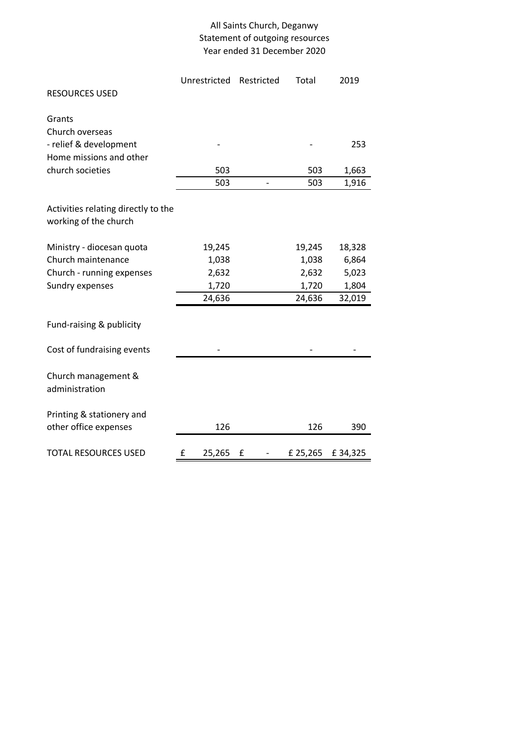All Saints Church, Deganwy
Statement of outgoing resources
Year ended 31 December 2020

| | Unrestricted | Restricted | Total | 2019 |
|---|---|---|---|---|
| **RESOURCES USED** | | | | |
| | | | | |
| Grants | | | | |
| Church overseas | | | | |
| - relief & development | - | | - | 253 |
| Home missions and other | | | | |
| church societies | 503 | | 503 | 1,663 |
| | 503 | - | 503 | 1,916 |
| | | | | |
| Activities relating directly to the working of the church | | | | |
| | | | | |
| Ministry - diocesan quota | 19,245 | | 19,245 | 18,328 |
| Church maintenance | 1,038 | | 1,038 | 6,864 |
| Church - running expenses | 2,632 | | 2,632 | 5,023 |
| Sundry expenses | 1,720 | | 1,720 | 1,804 |
| | 24,636 | | 24,636 | 32,019 |
| | | | | |
| Fund-raising & publicity | | | | |
| | | | | |
| Cost of fundraising events | - | | - | - |
| | | | | |
| Church management & administration | | | | |
| | | | | |
| Printing & stationery and other office expenses | 126 | | 126 | 390 |
| | | | | |
| TOTAL RESOURCES USED | £ 25,265 | £ - | £ 25,265 | £ 34,325 |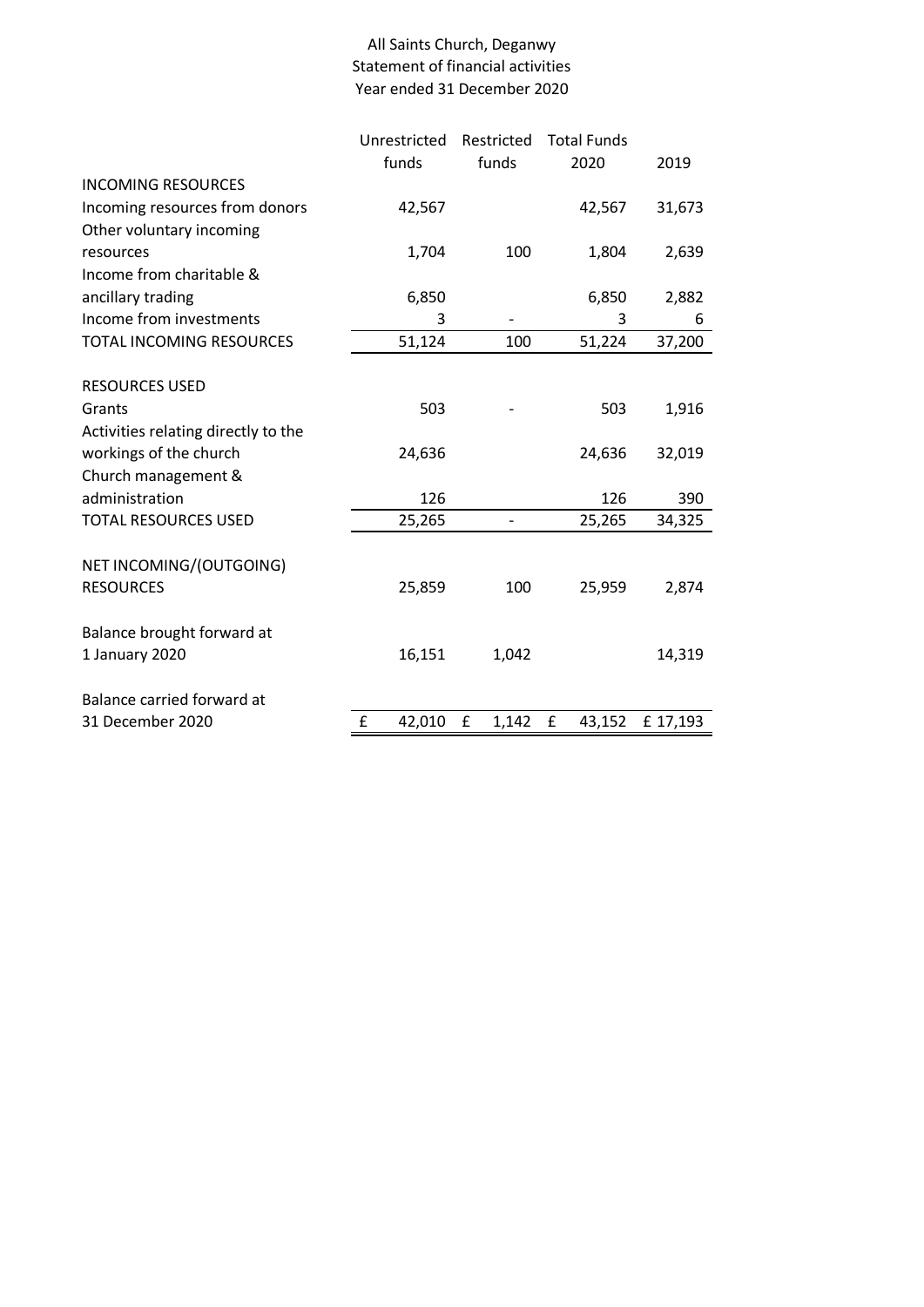All Saints Church, Deganwy
Statement of financial activities
Year ended 31 December 2020

| | Unrestricted funds | Restricted funds | Total Funds 2020 | 2019 |
|---|---|---|---|---|
| INCOMING RESOURCES | | | | |
| Incoming resources from donors | 42,567 | | 42,567 | 31,673 |
| Other voluntary incoming resources | 1,704 | 100 | 1,804 | 2,639 |
| Income from charitable & ancillary trading | 6,850 | | 6,850 | 2,882 |
| Income from investments | 3 | - | 3 | 6 |
| TOTAL INCOMING RESOURCES | 51,124 | 100 | 51,224 | 37,200 |
| | | | | |
| RESOURCES USED | | | | |
| Grants | 503 | - | 503 | 1,916 |
| Activities relating directly to the workings of the church | 24,636 | | 24,636 | 32,019 |
| Church management & administration | 126 | | 126 | 390 |
| TOTAL RESOURCES USED | 25,265 | - | 25,265 | 34,325 |
| | | | | |
| NET INCOMING/(OUTGOING) RESOURCES | 25,859 | 100 | 25,959 | 2,874 |
| | | | | |
| Balance brought forward at 1 January 2020 | 16,151 | 1,042 | | 14,319 |
| | | | | |
| Balance carried forward at 31 December 2020 | £ 42,010 | £ 1,142 | £ 43,152 | £ 17,193 |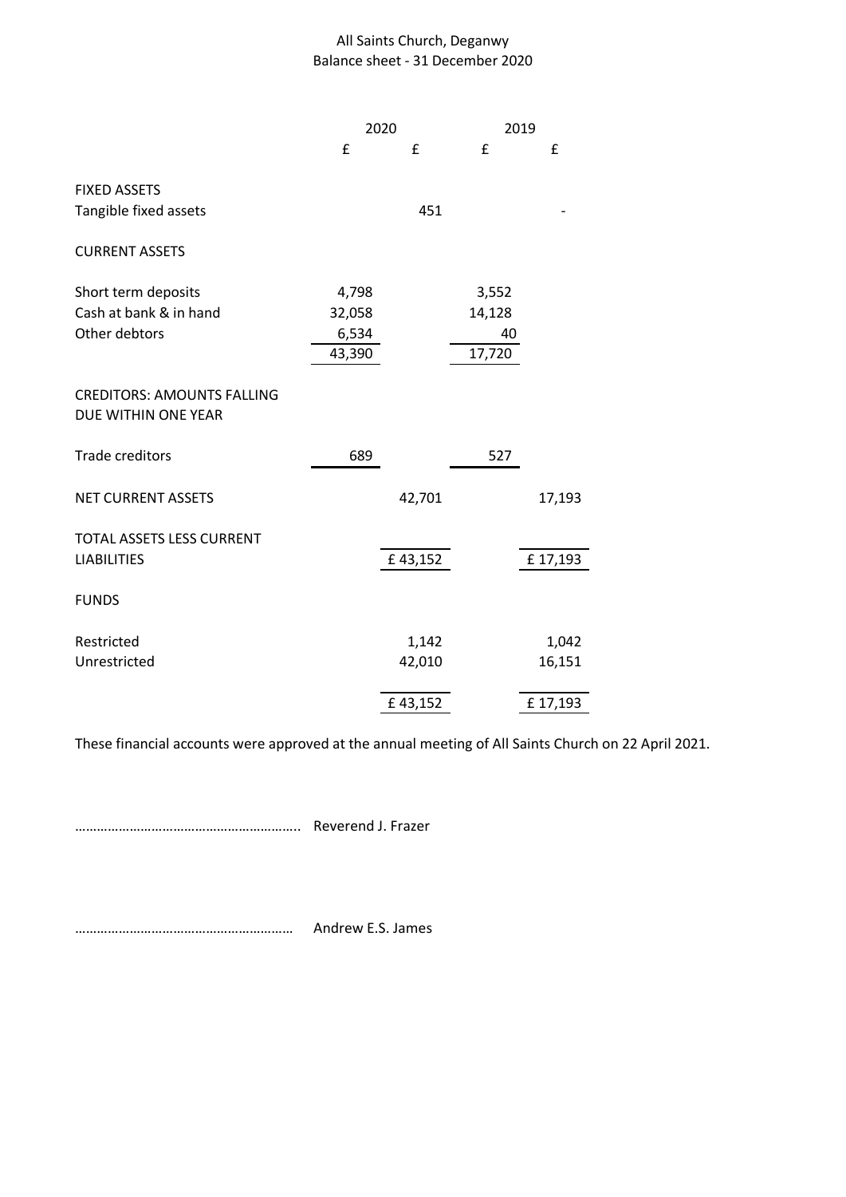# All Saints Church, Deganwy
## Balance sheet - 31 December 2020

| | 2020 | | 2019 | |
|---|---|---|---|---|
| | £ | £ | £ | £ |
| **FIXED ASSETS** | | | | |
| Tangible fixed assets | | 451 | | - |
| **CURRENT ASSETS** | | | | |
| Short term deposits | 4,798 | | 3,552 | |
| Cash at bank & in hand | 32,058 | | 14,128 | |
| Other debtors | 6,534 | | 40 | |
| | 43,390 | | 17,720 | |
| **CREDITORS: AMOUNTS FALLING DUE WITHIN ONE YEAR** | | | | |
| Trade creditors | 689 | | 527 | |
| **NET CURRENT ASSETS** | | 42,701 | | 17,193 |
| **TOTAL ASSETS LESS CURRENT LIABILITIES** | | £ 43,152 | | £ 17,193 |
| **FUNDS** | | | | |
| Restricted | | 1,142 | | 1,042 |
| Unrestricted | | 42,010 | | 16,151 |
| | | £ 43,152 | | £ 17,193 |

These financial accounts were approved at the annual meeting of All Saints Church on 22 April 2021.

…………………………………………………. Reverend J. Frazer

…………………………………………………. Andrew E.S. James